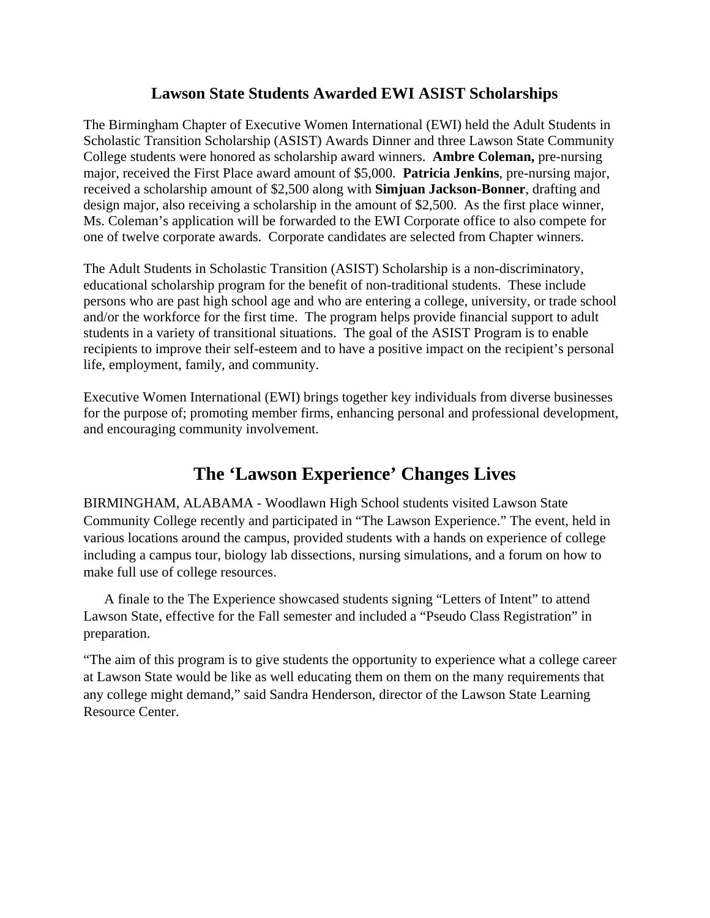## Lawson State Students Awarded EWI ASIST Scholarships

The Birmingham Chapter of Executive Women International (EWI) held the Adult Students in Scholastic Transition Scholarship (ASIST) Awards Dinner and three Lawson State Community College students were honored as scholarship award winners. **Ambre Coleman,** pre-nursing major, received the First Place award amount of $5,000. **Patricia Jenkins**, pre-nursing major, received a scholarship amount of $2,500 along with **Simjuan Jackson-Bonner**, drafting and design major, also receiving a scholarship in the amount of $2,500. As the first place winner, Ms. Coleman's application will be forwarded to the EWI Corporate office to also compete for one of twelve corporate awards. Corporate candidates are selected from Chapter winners.

The Adult Students in Scholastic Transition (ASIST) Scholarship is a non-discriminatory, educational scholarship program for the benefit of non-traditional students. These include persons who are past high school age and who are entering a college, university, or trade school and/or the workforce for the first time. The program helps provide financial support to adult students in a variety of transitional situations. The goal of the ASIST Program is to enable recipients to improve their self-esteem and to have a positive impact on the recipient's personal life, employment, family, and community.

Executive Women International (EWI) brings together key individuals from diverse businesses for the purpose of; promoting member firms, enhancing personal and professional development, and encouraging community involvement.

# The 'Lawson Experience' Changes Lives

BIRMINGHAM, ALABAMA - Woodlawn High School students visited Lawson State Community College recently and participated in "The Lawson Experience." The event, held in various locations around the campus, provided students with a hands on experience of college including a campus tour, biology lab dissections, nursing simulations, and a forum on how to make full use of college resources.

A finale to the The Experience showcased students signing "Letters of Intent" to attend Lawson State, effective for the Fall semester and included a "Pseudo Class Registration" in preparation.

"The aim of this program is to give students the opportunity to experience what a college career at Lawson State would be like as well educating them on them on the many requirements that any college might demand," said Sandra Henderson, director of the Lawson State Learning Resource Center.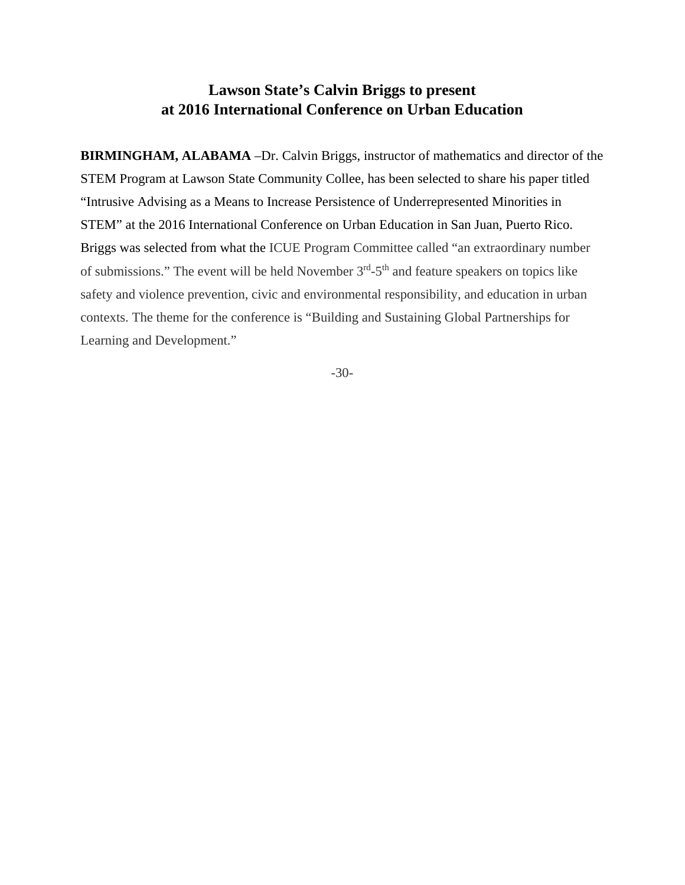# Lawson State's Calvin Briggs to present at 2016 International Conference on Urban Education

**BIRMINGHAM, ALABAMA** –Dr. Calvin Briggs, instructor of mathematics and director of the STEM Program at Lawson State Community Collee, has been selected to share his paper titled "Intrusive Advising as a Means to Increase Persistence of Underrepresented Minorities in STEM" at the 2016 International Conference on Urban Education in San Juan, Puerto Rico. Briggs was selected from what the ICUE Program Committee called "an extraordinary number of submissions." The event will be held November 3rd-5th and feature speakers on topics like safety and violence prevention, civic and environmental responsibility, and education in urban contexts. The theme for the conference is "Building and Sustaining Global Partnerships for Learning and Development."

-30-